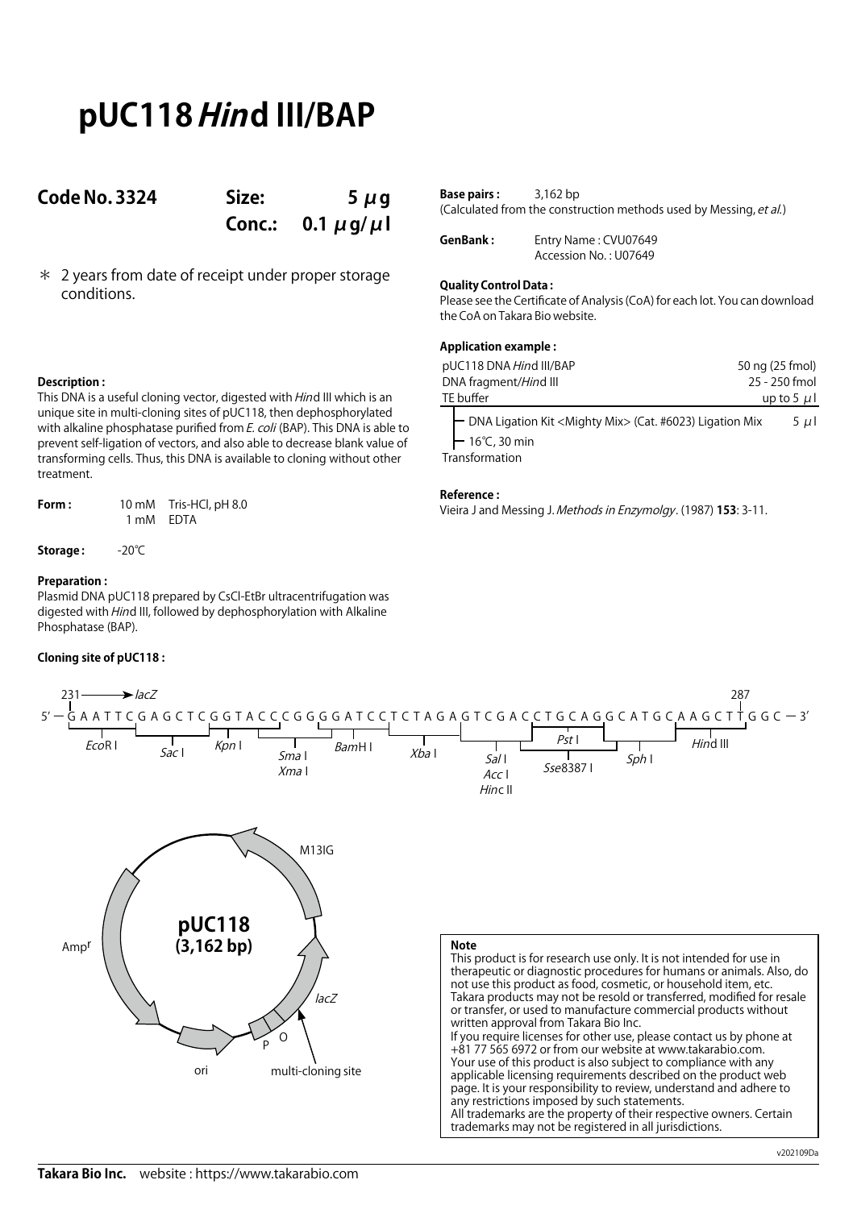# pUC118 *Hin*d III/BAP

**Code No. 3324** | **Size:** 5 μg | **Conc.:** 0.1 μg/μl

＊ 2 years from date of receipt under proper storage conditions.

**Description :**
This DNA is a useful cloning vector, digested with *Hin*d III which is an unique site in multi-cloning sites of pUC118, then dephosphorylated with alkaline phosphatase purified from *E. coli* (BAP). This DNA is able to prevent self-ligation of vectors, and also able to decrease blank value of transforming cells. Thus, this DNA is available to cloning without other treatment.

**Form :** 10 mM Tris-HCl, pH 8.0
1 mM EDTA

**Storage :** -20℃

**Preparation :**
Plasmid DNA pUC118 prepared by CsCl-EtBr ultracentrifugation was digested with *Hin*d III, followed by dephosphorylation with Alkaline Phosphatase (BAP).

**Base pairs :** 3,162 bp
(Calculated from the construction methods used by Messing, *et al.*)

**GenBank :** Entry Name : CVU07649
Accession No. : U07649

**Quality Control Data :**
Please see the Certificate of Analysis (CoA) for each lot. You can download the CoA on Takara Bio website.

**Application example :**

| | |
|---|---|
| pUC118 DNA *Hin*d III/BAP | 50 ng (25 fmol) |
| DNA fragment/*Hin*d III | 25 - 250 fmol |
| TE buffer | up to 5 μl |

- DNA Ligation Kit <Mighty Mix> (Cat. #6023) Ligation Mix 5 μl
- 16℃, 30 min

Transformation

**Reference :**
Vieira J and Messing J. *Methods in Enzymolgy*. (1987) **153**: 3-11.

**Cloning site of pUC118 :**

231 → *lacZ* ... 287

5′ − G A A T T C G A G C T C G G T A C C C G G G G A T C C T C T A G A G T C G A C C T G C A G G C A T G C A A G C T T G G C − 3′

*Eco*R I, *Sac* I, *Kpn* I, *Sma* I / *Xma* I, *Bam*H I, *Xba* I, *Sal* I / *Acc* I / *Hinc* II, *Pst* I, *Sse*8387 I, *Sph* I, *Hin*d III

pUC118 (3,162 bp): M13IG, Amp[r], ori, P, O, *lacZ*, multi-cloning site

**Note**
This product is for research use only. It is not intended for use in therapeutic or diagnostic procedures for humans or animals. Also, do not use this product as food, cosmetic, or household item, etc.
Takara products may not be resold or transferred, modified for resale or transfer, or used to manufacture commercial products without written approval from Takara Bio Inc.
If you require licenses for other use, please contact us by phone at +81 77 565 6972 or from our website at www.takarabio.com.
Your use of this product is also subject to compliance with any applicable licensing requirements described on the product web page. It is your responsibility to review, understand and adhere to any restrictions imposed by such statements.
All trademarks are the property of their respective owners. Certain trademarks may not be registered in all jurisdictions.

v202109Da

**Takara Bio Inc.** website : https://www.takarabio.com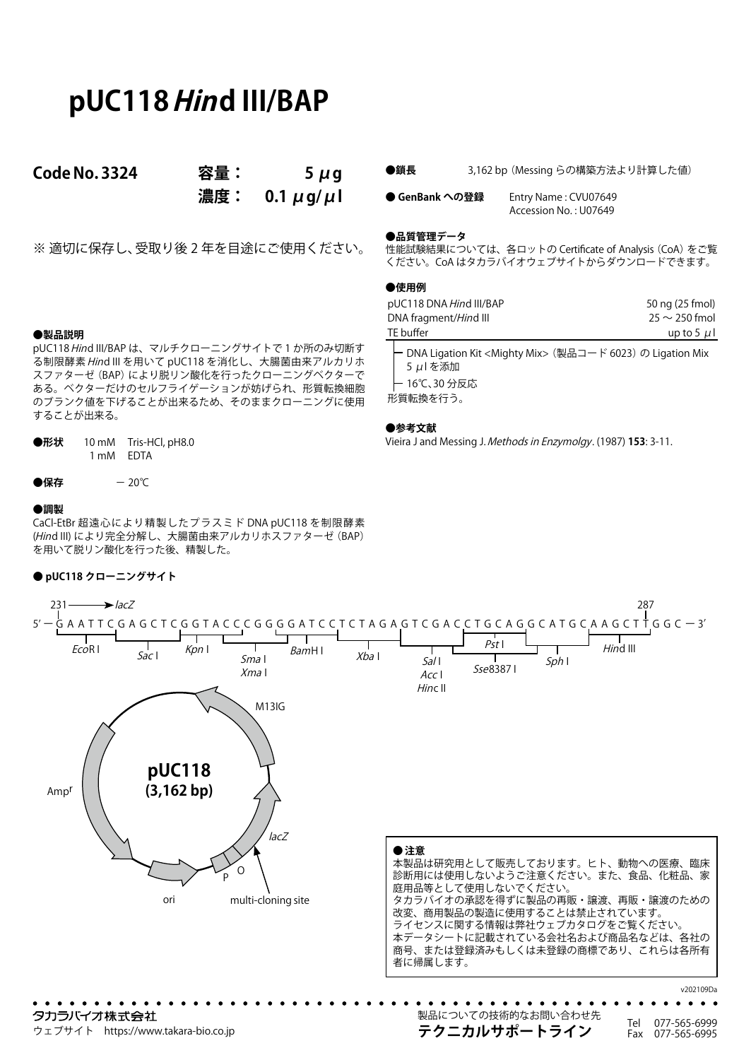# pUC118 *Hin*d III/BAP

**Code No. 3324**　　**容量：　5 μg**
　　　　　　　　　　**濃度：　0.1 μg/μl**

※ 適切に保存し、受取り後 2 年を目途にご使用ください。

### ●製品説明

pUC118 *Hin*d III/BAP は、マルチクローニングサイトで 1 か所のみ切断する制限酵素 *Hin*d III を用いて pUC118 を消化し、大腸菌由来アルカリホスファターゼ（BAP）により脱リン酸化を行ったクローニングベクターである。ベクターだけのセルフライゲーションが妨げられ、形質転換細胞のブランク値を下げることが出来るため、そのままクローニングに使用することが出来る。

**●形状**　10 mM　Tris-HCl, pH8.0
　　　　　1 mM　EDTA

**●保存**　－ 20℃

### ●調製

CaCl-EtBr 超遠心により精製したプラスミド DNA pUC118 を制限酵素（*Hin*d III）により完全分解し、大腸菌由来アルカリホスファターゼ（BAP）を用いて脱リン酸化を行った後、精製した。

**●鎖長**　3,162 bp（Messing らの構築方法より計算した値）

**● GenBank への登録**　Entry Name : CVU07649
Accession No. : U07649

### ●品質管理データ

性能試験結果については、各ロットの Certificate of Analysis（CoA）をご覧ください。CoA はタカラバイオウェブサイトからダウンロードできます。

### ●使用例

| | |
|---|---|
| pUC118 DNA *Hin*d III/BAP | 50 ng (25 fmol) |
| DNA fragment/*Hin*d III | 25 ～ 250 fmol |
| TE buffer | up to 5 μl |

- DNA Ligation Kit <Mighty Mix>（製品コード 6023）の Ligation Mix 5 μl を添加
- 16℃、30 分反応

形質転換を行う。

### ●参考文献

Vieira J and Messing J. *Methods in Enzymolgy*. (1987) **153**: 3-11.

### ● pUC118 クローニングサイト

231 → *lacZ*　　　　287

5′－ G A A T T C G A G C T C G G T A C C C G G G G A T C C T C T A G A G T C G A C C T G C A G G C A T G C A A G C T T G G C － 3′

*Eco*R I　*Sac* I　*Kpn* I　*Sma* I / *Xma* I　*Bam*H I　*Xba* I　*Sal* I / *Acc* I / *Hinc* II　*Pst* I / *Sse*8387 I　*Sph* I　*Hin*d III

pUC118
(3,162 bp)

M13IG
Amp[r]
lacZ
P
O
ori
multi-cloning site

### ● 注意

本製品は研究用として販売しております。ヒト、動物への医療、臨床診断用には使用しないようご注意ください。また、食品、化粧品、家庭用品等として使用しないでください。
タカラバイオの承認を得ずに製品の再販・譲渡、再販・譲渡のための改変、商用製品の製造に使用することは禁止されています。
ライセンスに関する情報は弊社ウェブカタログをご覧ください。
本データシートに記載されている会社名および商品名などは、各社の商号、または登録済みもしくは未登録の商標であり、これらは各所有者に帰属します。

v202109Da

タカラバイオ株式会社
ウェブサイト　https://www.takara-bio.co.jp

製品についての技術的なお問い合わせ先
テクニカルサポートライン　Tel 077-565-6999　Fax 077-565-6995